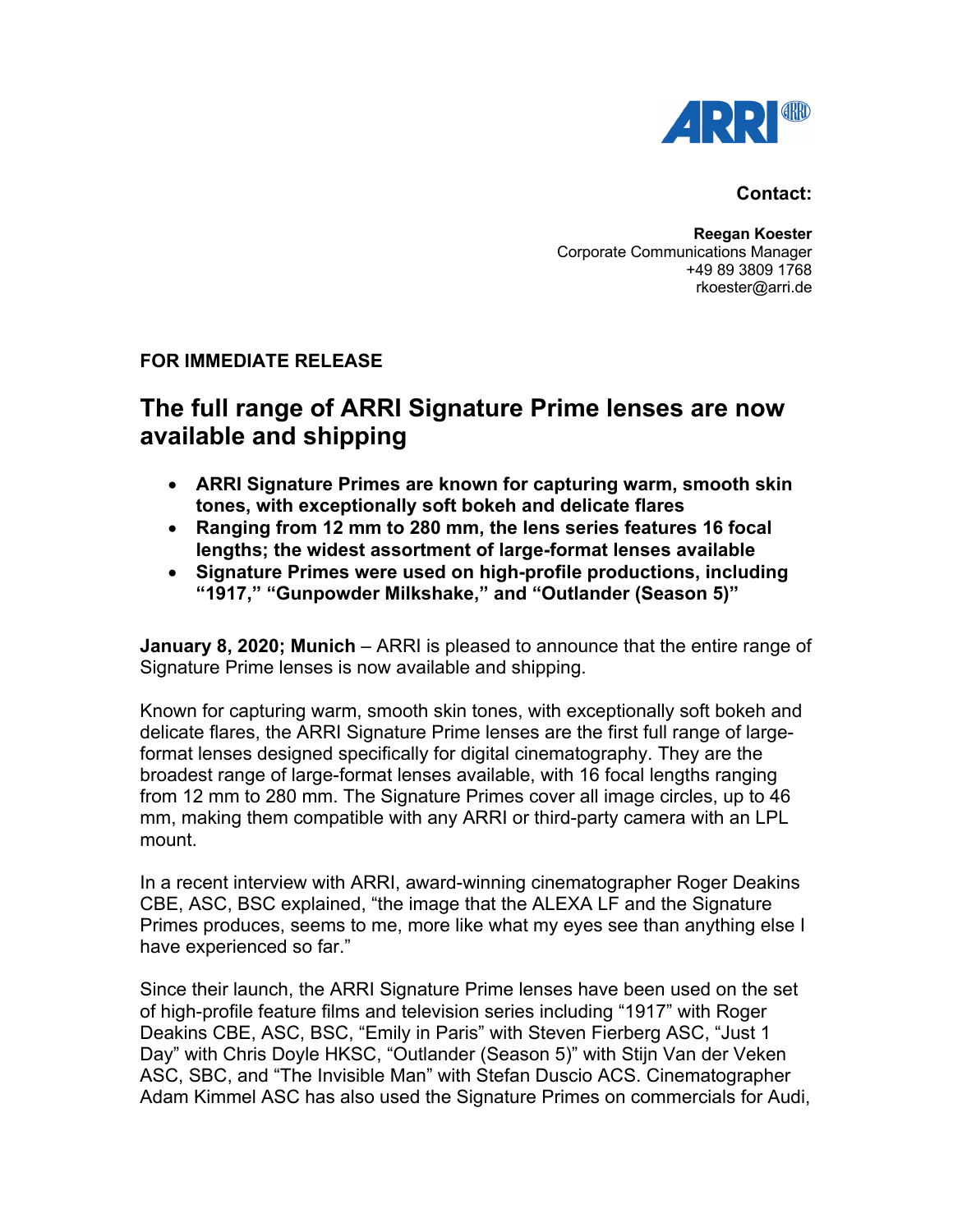**Contact:**

**Reegan Koester**
Corporate Communications Manager
+49 89 3809 1768
rkoester@arri.de

**FOR IMMEDIATE RELEASE**

# The full range of ARRI Signature Prime lenses are now available and shipping

- **ARRI Signature Primes are known for capturing warm, smooth skin tones, with exceptionally soft bokeh and delicate flares**
- **Ranging from 12 mm to 280 mm, the lens series features 16 focal lengths; the widest assortment of large-format lenses available**
- **Signature Primes were used on high-profile productions, including "1917," "Gunpowder Milkshake," and "Outlander (Season 5)"**

**January 8, 2020; Munich** – ARRI is pleased to announce that the entire range of Signature Prime lenses is now available and shipping.

Known for capturing warm, smooth skin tones, with exceptionally soft bokeh and delicate flares, the ARRI Signature Prime lenses are the first full range of large-format lenses designed specifically for digital cinematography. They are the broadest range of large-format lenses available, with 16 focal lengths ranging from 12 mm to 280 mm. The Signature Primes cover all image circles, up to 46 mm, making them compatible with any ARRI or third-party camera with an LPL mount.

In a recent interview with ARRI, award-winning cinematographer Roger Deakins CBE, ASC, BSC explained, "the image that the ALEXA LF and the Signature Primes produces, seems to me, more like what my eyes see than anything else I have experienced so far."

Since their launch, the ARRI Signature Prime lenses have been used on the set of high-profile feature films and television series including "1917" with Roger Deakins CBE, ASC, BSC, "Emily in Paris" with Steven Fierberg ASC, "Just 1 Day" with Chris Doyle HKSC, "Outlander (Season 5)" with Stijn Van der Veken ASC, SBC, and "The Invisible Man" with Stefan Duscio ACS. Cinematographer Adam Kimmel ASC has also used the Signature Primes on commercials for Audi,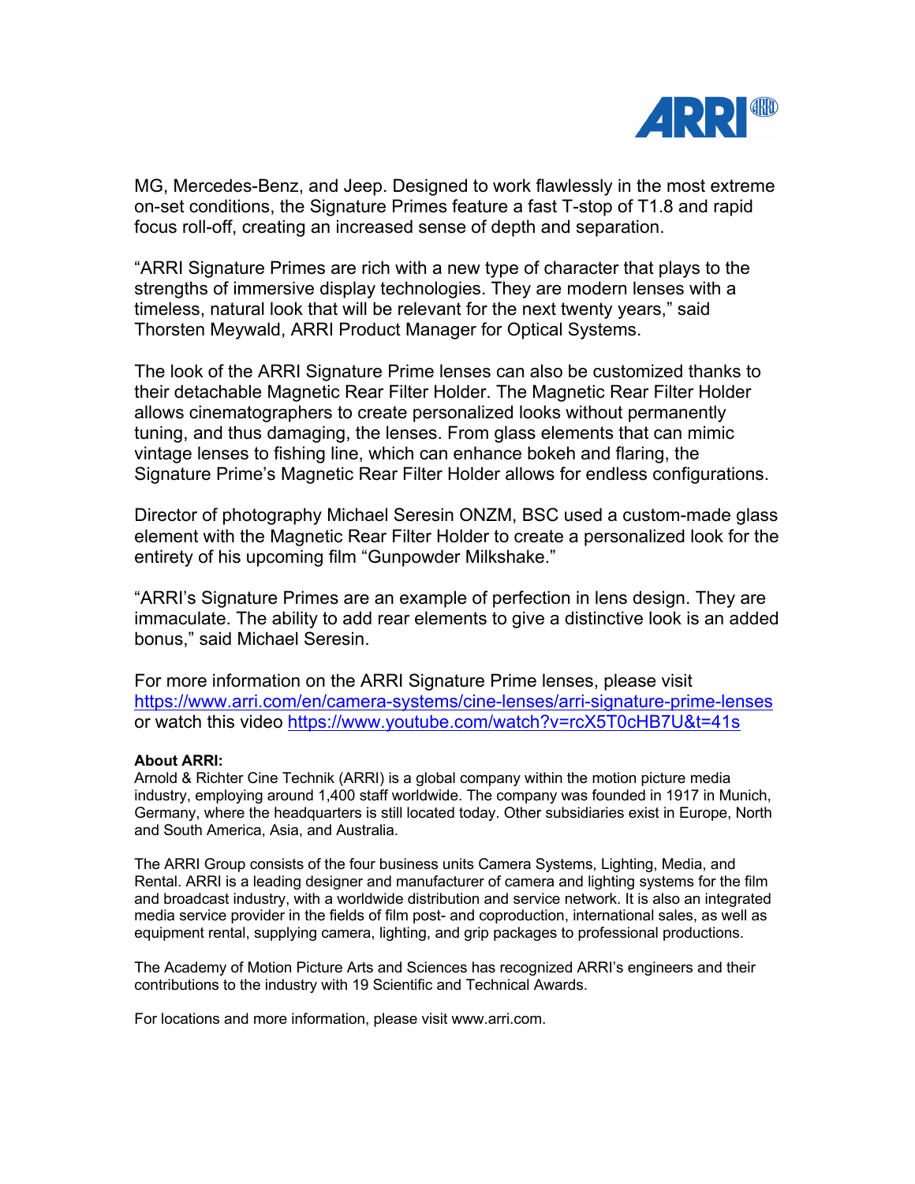MG, Mercedes-Benz, and Jeep. Designed to work flawlessly in the most extreme on-set conditions, the Signature Primes feature a fast T-stop of T1.8 and rapid focus roll-off, creating an increased sense of depth and separation.

"ARRI Signature Primes are rich with a new type of character that plays to the strengths of immersive display technologies. They are modern lenses with a timeless, natural look that will be relevant for the next twenty years," said Thorsten Meywald, ARRI Product Manager for Optical Systems.

The look of the ARRI Signature Prime lenses can also be customized thanks to their detachable Magnetic Rear Filter Holder. The Magnetic Rear Filter Holder allows cinematographers to create personalized looks without permanently tuning, and thus damaging, the lenses. From glass elements that can mimic vintage lenses to fishing line, which can enhance bokeh and flaring, the Signature Prime's Magnetic Rear Filter Holder allows for endless configurations.

Director of photography Michael Seresin ONZM, BSC used a custom-made glass element with the Magnetic Rear Filter Holder to create a personalized look for the entirety of his upcoming film "Gunpowder Milkshake."

"ARRI's Signature Primes are an example of perfection in lens design. They are immaculate. The ability to add rear elements to give a distinctive look is an added bonus," said Michael Seresin.

For more information on the ARRI Signature Prime lenses, please visit https://www.arri.com/en/camera-systems/cine-lenses/arri-signature-prime-lenses or watch this video https://www.youtube.com/watch?v=rcX5T0cHB7U&t=41s

**About ARRI:**
Arnold & Richter Cine Technik (ARRI) is a global company within the motion picture media industry, employing around 1,400 staff worldwide. The company was founded in 1917 in Munich, Germany, where the headquarters is still located today. Other subsidiaries exist in Europe, North and South America, Asia, and Australia.

The ARRI Group consists of the four business units Camera Systems, Lighting, Media, and Rental. ARRI is a leading designer and manufacturer of camera and lighting systems for the film and broadcast industry, with a worldwide distribution and service network. It is also an integrated media service provider in the fields of film post- and coproduction, international sales, as well as equipment rental, supplying camera, lighting, and grip packages to professional productions.

The Academy of Motion Picture Arts and Sciences has recognized ARRI's engineers and their contributions to the industry with 19 Scientific and Technical Awards.

For locations and more information, please visit www.arri.com.